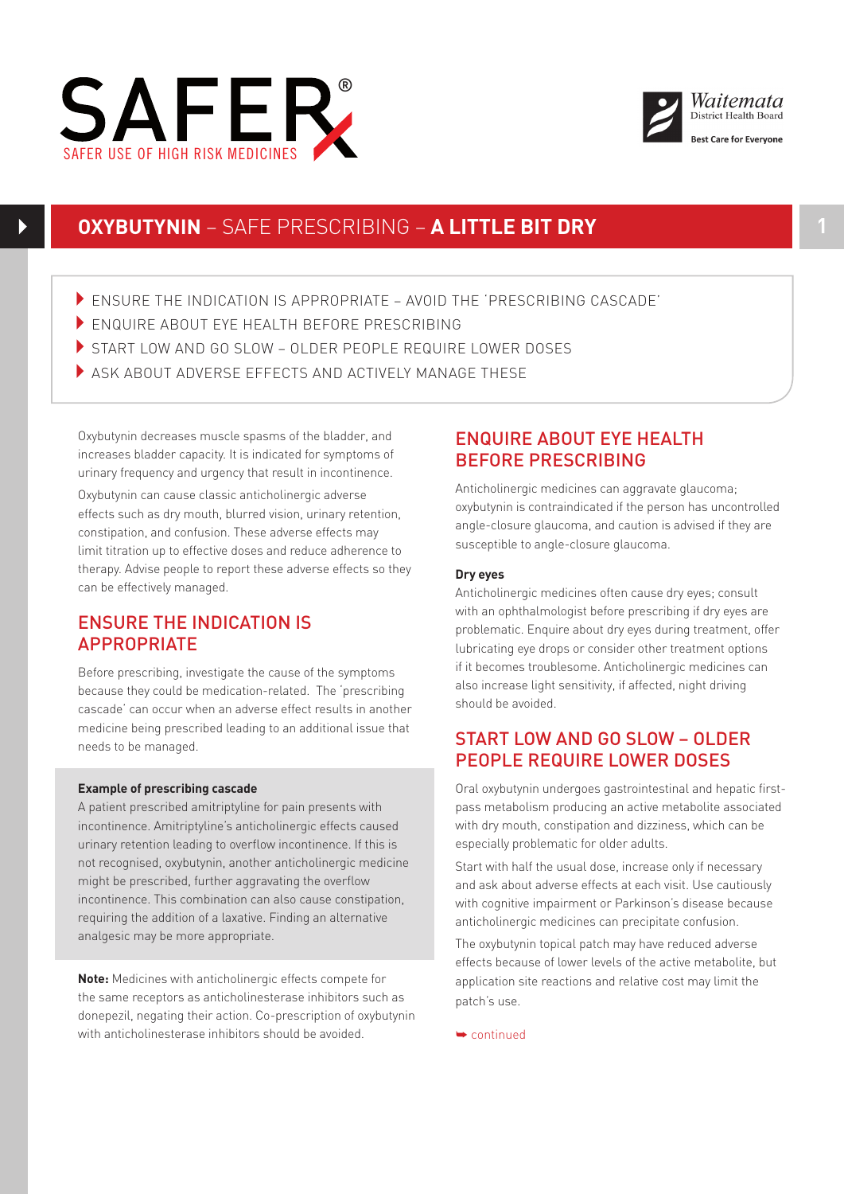SAFER®

SAFER USE OF HIGH RISK MEDICINES

Waitemata District Health Board

Best Care for Everyone

# OXYBUTYNIN – SAFE PRESCRIBING – A LITTLE BIT DRY

- ENSURE THE INDICATION IS APPROPRIATE – AVOID THE 'PRESCRIBING CASCADE'
- ENQUIRE ABOUT EYE HEALTH BEFORE PRESCRIBING
- START LOW AND GO SLOW – OLDER PEOPLE REQUIRE LOWER DOSES
- ASK ABOUT ADVERSE EFFECTS AND ACTIVELY MANAGE THESE

Oxybutynin decreases muscle spasms of the bladder, and increases bladder capacity. It is indicated for symptoms of urinary frequency and urgency that result in incontinence.

Oxybutynin can cause classic anticholinergic adverse effects such as dry mouth, blurred vision, urinary retention, constipation, and confusion. These adverse effects may limit titration up to effective doses and reduce adherence to therapy. Advise people to report these adverse effects so they can be effectively managed.

## ENSURE THE INDICATION IS APPROPRIATE

Before prescribing, investigate the cause of the symptoms because they could be medication-related. The 'prescribing cascade' can occur when an adverse effect results in another medicine being prescribed leading to an additional issue that needs to be managed.

**Example of prescribing cascade**

A patient prescribed amitriptyline for pain presents with incontinence. Amitriptyline's anticholinergic effects caused urinary retention leading to overflow incontinence. If this is not recognised, oxybutynin, another anticholinergic medicine might be prescribed, further aggravating the overflow incontinence. This combination can also cause constipation, requiring the addition of a laxative. Finding an alternative analgesic may be more appropriate.

**Note:** Medicines with anticholinergic effects compete for the same receptors as anticholinesterase inhibitors such as donepezil, negating their action. Co-prescription of oxybutynin with anticholinesterase inhibitors should be avoided.

## ENQUIRE ABOUT EYE HEALTH BEFORE PRESCRIBING

Anticholinergic medicines can aggravate glaucoma; oxybutynin is contraindicated if the person has uncontrolled angle-closure glaucoma, and caution is advised if they are susceptible to angle-closure glaucoma.

**Dry eyes**

Anticholinergic medicines often cause dry eyes; consult with an ophthalmologist before prescribing if dry eyes are problematic. Enquire about dry eyes during treatment, offer lubricating eye drops or consider other treatment options if it becomes troublesome. Anticholinergic medicines can also increase light sensitivity, if affected, night driving should be avoided.

## START LOW AND GO SLOW – OLDER PEOPLE REQUIRE LOWER DOSES

Oral oxybutynin undergoes gastrointestinal and hepatic first-pass metabolism producing an active metabolite associated with dry mouth, constipation and dizziness, which can be especially problematic for older adults.

Start with half the usual dose, increase only if necessary and ask about adverse effects at each visit. Use cautiously with cognitive impairment or Parkinson's disease because anticholinergic medicines can precipitate confusion.

The oxybutynin topical patch may have reduced adverse effects because of lower levels of the active metabolite, but application site reactions and relative cost may limit the patch's use.

➥ continued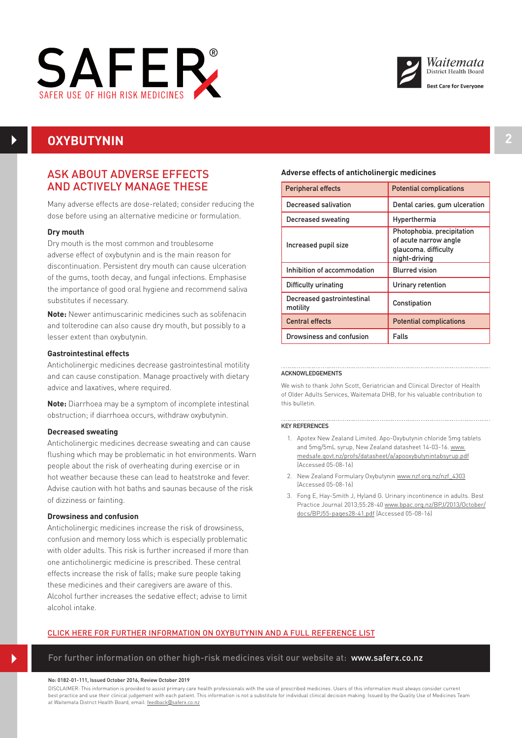SAFER® SAFER USE OF HIGH RISK MEDICINES

Waitemata District Health Board — Best Care for Everyone

# OXYBUTYNIN

## ASK ABOUT ADVERSE EFFECTS AND ACTIVELY MANAGE THESE

Many adverse effects are dose-related; consider reducing the dose before using an alternative medicine or formulation.

### Dry mouth

Dry mouth is the most common and troublesome adverse effect of oxybutynin and is the main reason for discontinuation. Persistent dry mouth can cause ulceration of the gums, tooth decay, and fungal infections. Emphasise the importance of good oral hygiene and recommend saliva substitutes if necessary.

**Note:** Newer antimuscarinic medicines such as solifenacin and tolterodine can also cause dry mouth, but possibly to a lesser extent than oxybutynin.

### Gastrointestinal effects

Anticholinergic medicines decrease gastrointestinal motility and can cause constipation. Manage proactively with dietary advice and laxatives, where required.

**Note:** Diarrhoea may be a symptom of incomplete intestinal obstruction; if diarrhoea occurs, withdraw oxybutynin.

### Decreased sweating

Anticholinergic medicines decrease sweating and can cause flushing which may be problematic in hot environments. Warn people about the risk of overheating during exercise or in hot weather because these can lead to heatstroke and fever. Advise caution with hot baths and saunas because of the risk of dizziness or fainting.

### Drowsiness and confusion

Anticholinergic medicines increase the risk of drowsiness, confusion and memory loss which is especially problematic with older adults. This risk is further increased if more than one anticholinergic medicine is prescribed. These central effects increase the risk of falls; make sure people taking these medicines and their caregivers are aware of this. Alcohol further increases the sedative effect; advise to limit alcohol intake.

### Adverse effects of anticholinergic medicines

| Peripheral effects | Potential complications |
|---|---|
| Decreased salivation | Dental caries, gum ulceration |
| Decreased sweating | Hyperthermia |
| Increased pupil size | Photophobia, precipitation of acute narrow angle glaucoma, difficulty night-driving |
| Inhibition of accommodation | Blurred vision |
| Difficulty urinating | Urinary retention |
| Decreased gastrointestinal motility | Constipation |
| **Central effects** | **Potential complications** |
| Drowsiness and confusion | Falls |

#### ACKNOWLEDGEMENTS

We wish to thank John Scott, Geriatrician and Clinical Director of Health of Older Adults Services, Waitemata DHB, for his valuable contribution to this bulletin.

#### KEY REFERENCES

1. Apotex New Zealand Limited. Apo-Oxybutynin chloride 5mg tablets and 5mg/5mL syrup, New Zealand datasheet 14-03-16. www.medsafe.govt.nz/profs/datasheet/a/apooxybutynintabsyrup.pdf (Accessed 05-08-16)
2. New Zealand Formulary Oxybutynin www.nzf.org.nz/nzf_4303 (Accessed 05-08-16)
3. Fong E, Hay-Smith J, Hyland G. Urinary incontinence in adults. Best Practice Journal 2013;55:28-40 www.bpac.org.nz/BPJ/2013/October/docs/BPJ55-pages28-41.pdf (Accessed 05-08-16)

CLICK HERE FOR FURTHER INFORMATION ON OXYBUTYNIN AND A FULL REFERENCE LIST

For further information on other high-risk medicines visit our website at: www.saferx.co.nz

No: 0182-01-111, Issued October 2016, Review October 2019

DISCLAIMER: This information is provided to assist primary care health professionals with the use of prescribed medicines. Users of this information must always consider current best practice and use their clinical judgement with each patient. This information is not a substitute for individual clinical decision making. Issued by the Quality Use of Medicines Team at Waitemata District Health Board, email: feedback@saferx.co.nz